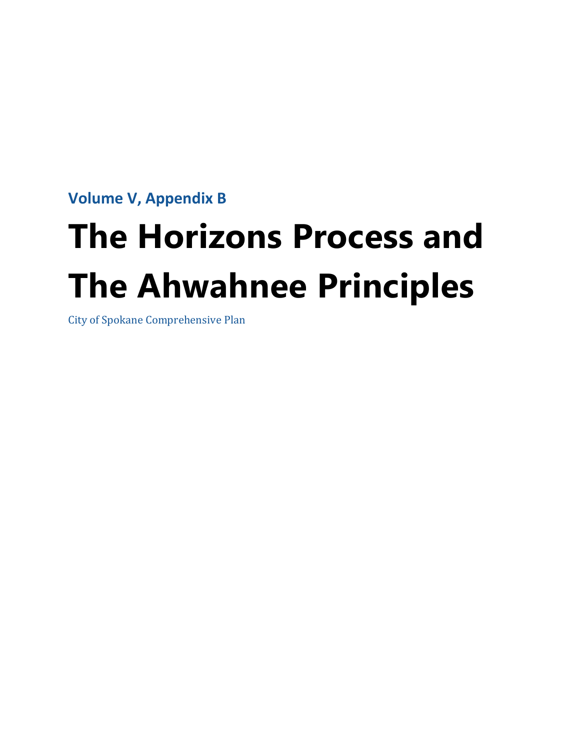**Volume V, Appendix B**

# The Horizons Process and The Ahwahnee Principles

City of Spokane Comprehensive Plan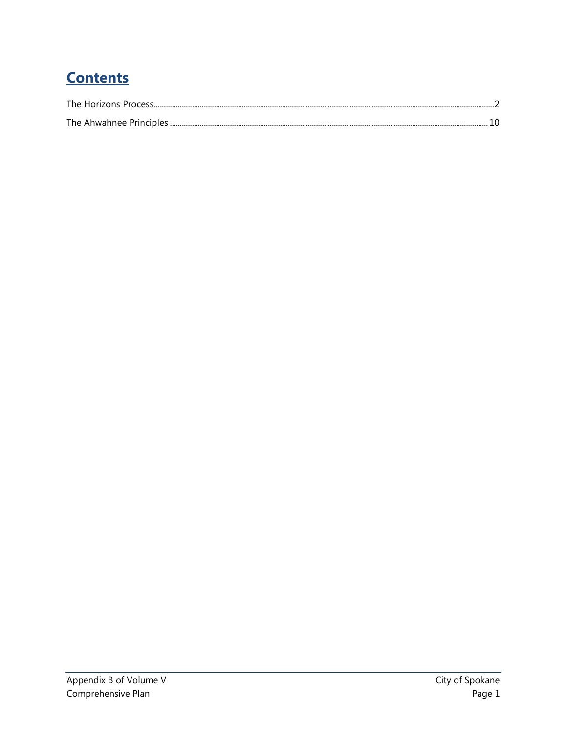# Contents

The Horizons Process .......... 2

The Ahwahnee Principles .......... 10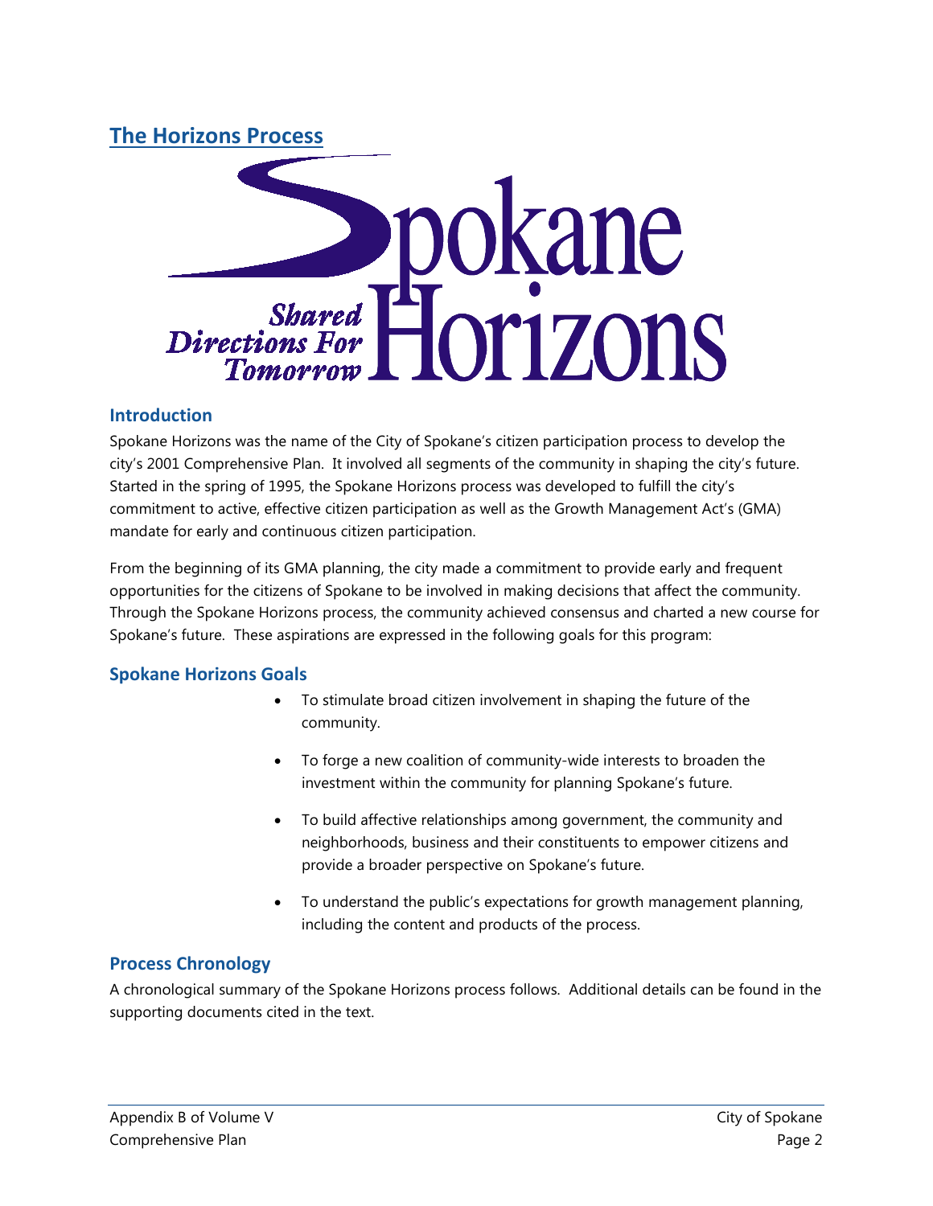## The Horizons Process

Spokane Horizons

Shared Directions For Tomorrow

### Introduction

Spokane Horizons was the name of the City of Spokane's citizen participation process to develop the city's 2001 Comprehensive Plan. It involved all segments of the community in shaping the city's future. Started in the spring of 1995, the Spokane Horizons process was developed to fulfill the city's commitment to active, effective citizen participation as well as the Growth Management Act's (GMA) mandate for early and continuous citizen participation.

From the beginning of its GMA planning, the city made a commitment to provide early and frequent opportunities for the citizens of Spokane to be involved in making decisions that affect the community. Through the Spokane Horizons process, the community achieved consensus and charted a new course for Spokane's future. These aspirations are expressed in the following goals for this program:

### Spokane Horizons Goals

- To stimulate broad citizen involvement in shaping the future of the community.
- To forge a new coalition of community-wide interests to broaden the investment within the community for planning Spokane's future.
- To build affective relationships among government, the community and neighborhoods, business and their constituents to empower citizens and provide a broader perspective on Spokane's future.
- To understand the public's expectations for growth management planning, including the content and products of the process.

### Process Chronology

A chronological summary of the Spokane Horizons process follows. Additional details can be found in the supporting documents cited in the text.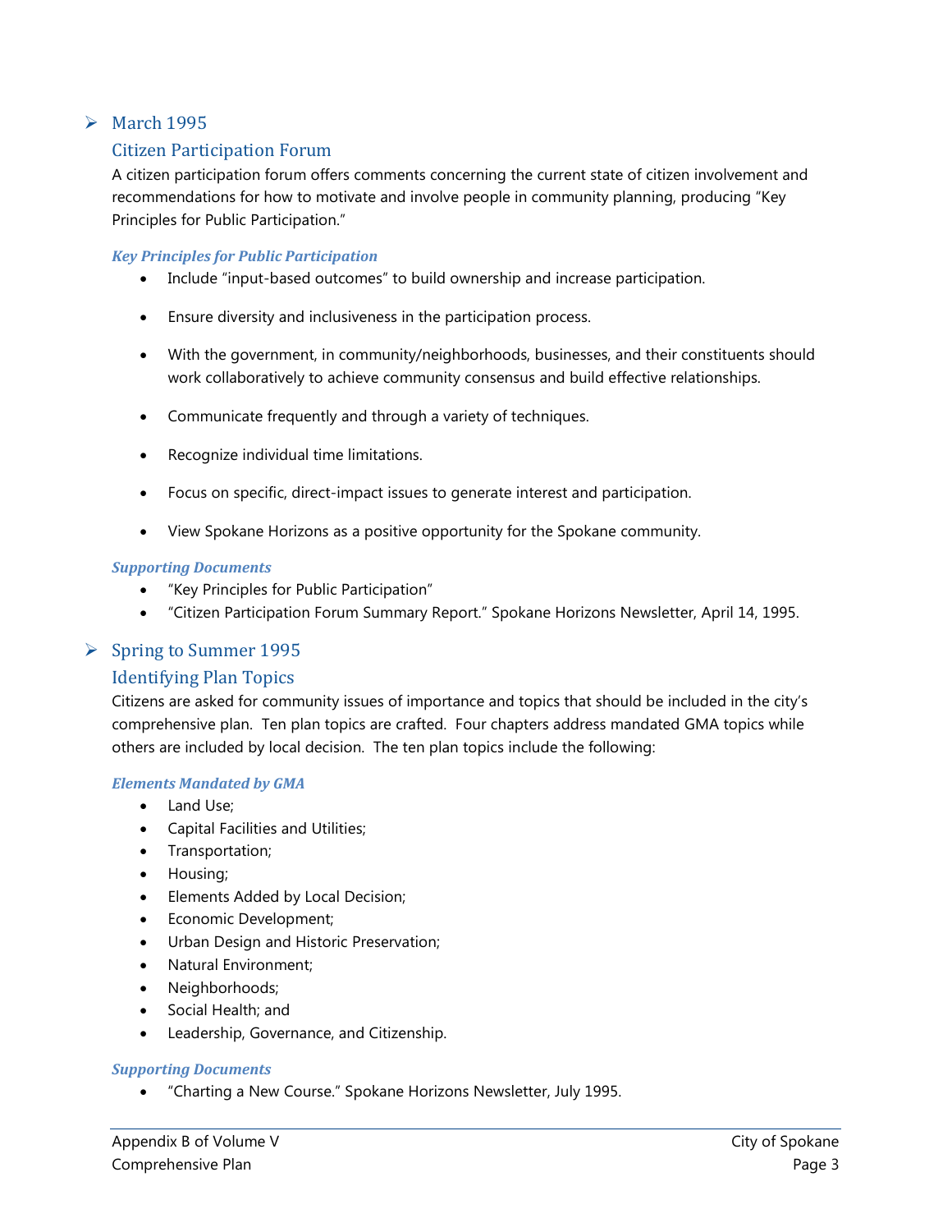## March 1995

### Citizen Participation Forum

A citizen participation forum offers comments concerning the current state of citizen involvement and recommendations for how to motivate and involve people in community planning, producing "Key Principles for Public Participation."

#### *Key Principles for Public Participation*

- Include "input-based outcomes" to build ownership and increase participation.
- Ensure diversity and inclusiveness in the participation process.
- With the government, in community/neighborhoods, businesses, and their constituents should work collaboratively to achieve community consensus and build effective relationships.
- Communicate frequently and through a variety of techniques.
- Recognize individual time limitations.
- Focus on specific, direct-impact issues to generate interest and participation.
- View Spokane Horizons as a positive opportunity for the Spokane community.

#### *Supporting Documents*

- "Key Principles for Public Participation"
- "Citizen Participation Forum Summary Report." Spokane Horizons Newsletter, April 14, 1995.

## Spring to Summer 1995

### Identifying Plan Topics

Citizens are asked for community issues of importance and topics that should be included in the city's comprehensive plan. Ten plan topics are crafted. Four chapters address mandated GMA topics while others are included by local decision. The ten plan topics include the following:

#### *Elements Mandated by GMA*

- Land Use;
- Capital Facilities and Utilities;
- Transportation;
- Housing;
- Elements Added by Local Decision;
- Economic Development;
- Urban Design and Historic Preservation;
- Natural Environment;
- Neighborhoods;
- Social Health; and
- Leadership, Governance, and Citizenship.

#### *Supporting Documents*

- "Charting a New Course." Spokane Horizons Newsletter, July 1995.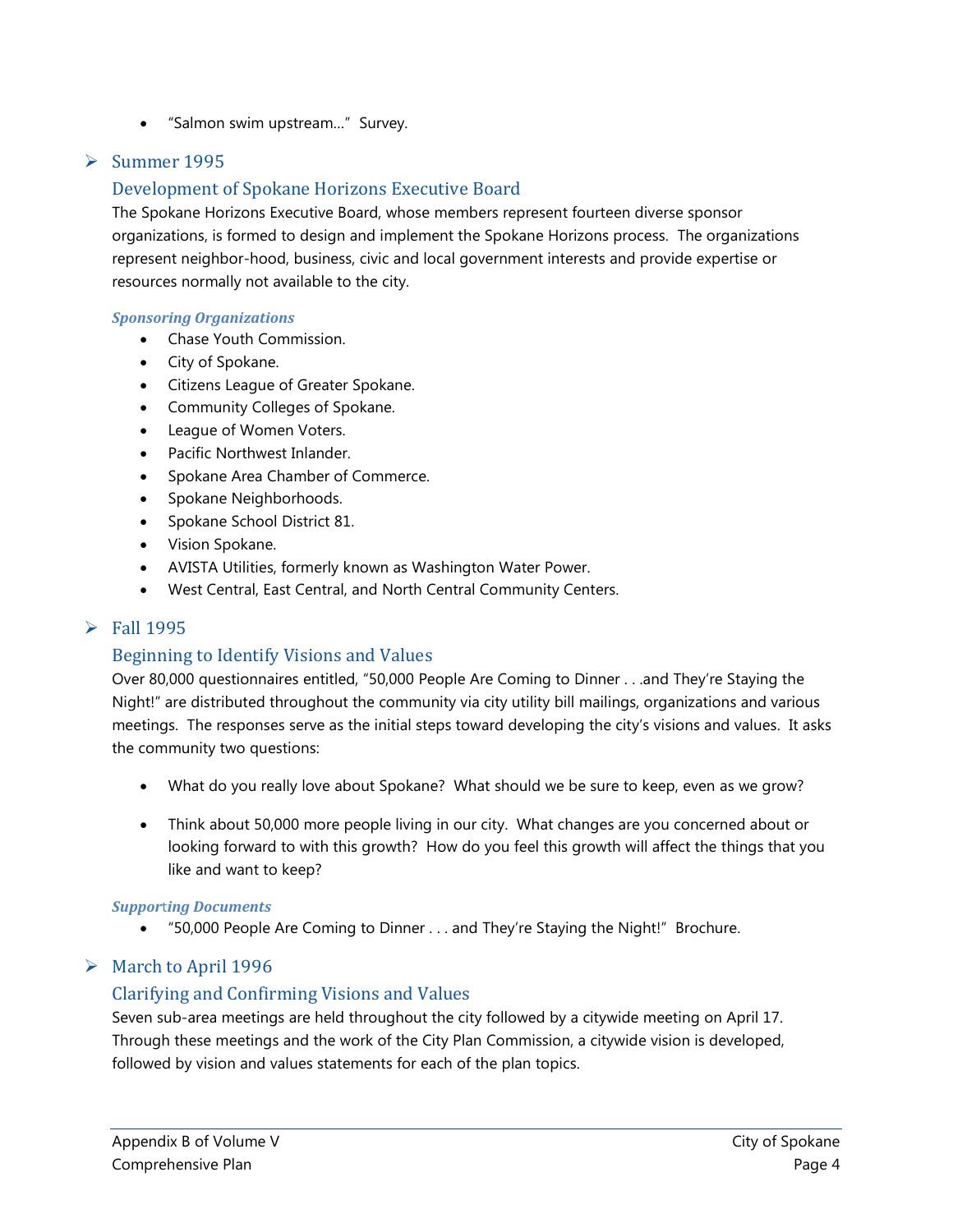- "Salmon swim upstream…" Survey.

## Summer 1995

### Development of Spokane Horizons Executive Board

The Spokane Horizons Executive Board, whose members represent fourteen diverse sponsor organizations, is formed to design and implement the Spokane Horizons process. The organizations represent neighbor-hood, business, civic and local government interests and provide expertise or resources normally not available to the city.

***Sponsoring Organizations***

- Chase Youth Commission.
- City of Spokane.
- Citizens League of Greater Spokane.
- Community Colleges of Spokane.
- League of Women Voters.
- Pacific Northwest Inlander.
- Spokane Area Chamber of Commerce.
- Spokane Neighborhoods.
- Spokane School District 81.
- Vision Spokane.
- AVISTA Utilities, formerly known as Washington Water Power.
- West Central, East Central, and North Central Community Centers.

## Fall 1995

### Beginning to Identify Visions and Values

Over 80,000 questionnaires entitled, "50,000 People Are Coming to Dinner . . .and They're Staying the Night!" are distributed throughout the community via city utility bill mailings, organizations and various meetings. The responses serve as the initial steps toward developing the city's visions and values. It asks the community two questions:

- What do you really love about Spokane? What should we be sure to keep, even as we grow?
- Think about 50,000 more people living in our city. What changes are you concerned about or looking forward to with this growth? How do you feel this growth will affect the things that you like and want to keep?

***Supporting Documents***

- "50,000 People Are Coming to Dinner . . . and They're Staying the Night!" Brochure.

## March to April 1996

### Clarifying and Confirming Visions and Values

Seven sub-area meetings are held throughout the city followed by a citywide meeting on April 17. Through these meetings and the work of the City Plan Commission, a citywide vision is developed, followed by vision and values statements for each of the plan topics.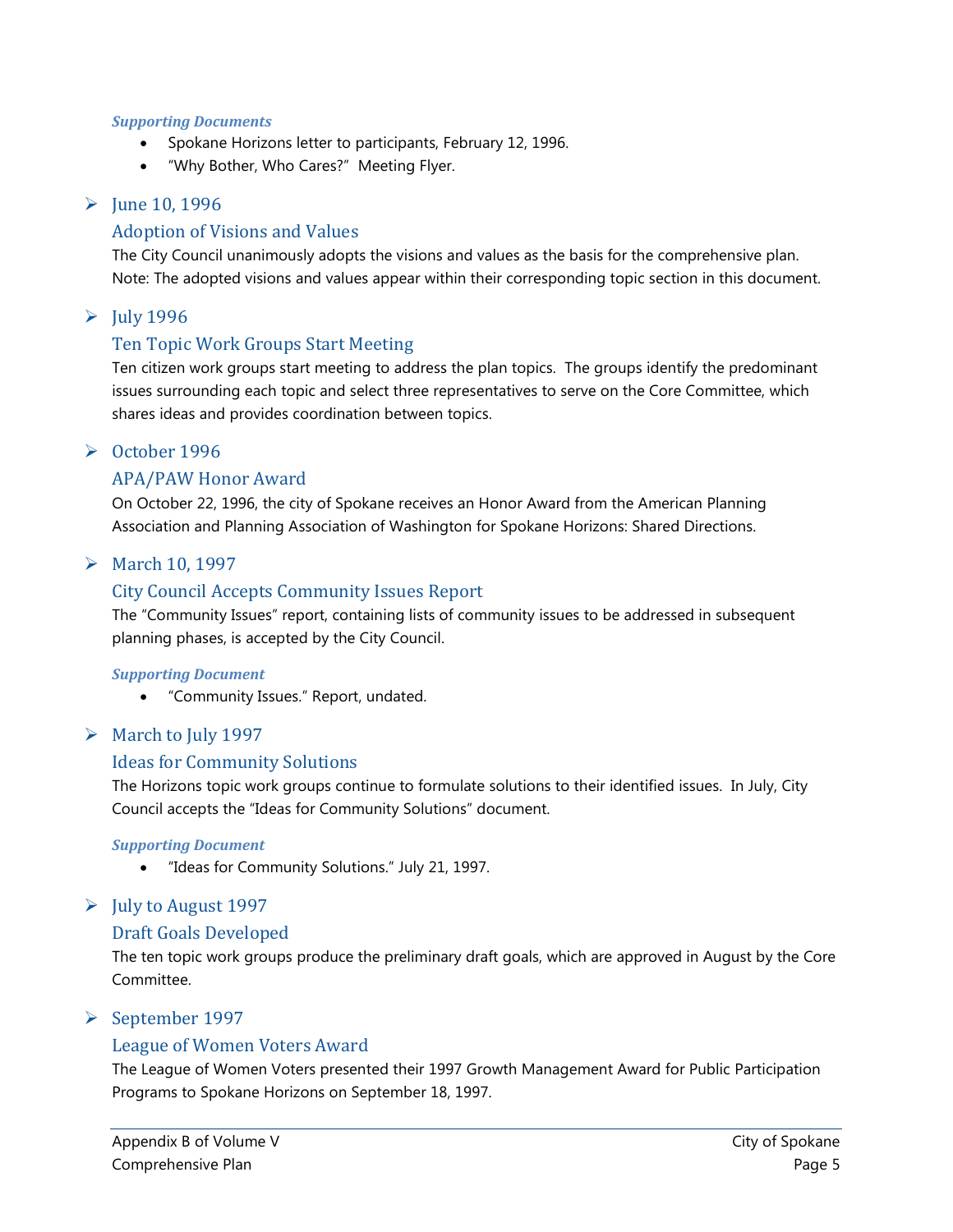***Supporting Documents***

- Spokane Horizons letter to participants, February 12, 1996.
- "Why Bother, Who Cares?" Meeting Flyer.

## June 10, 1996

### Adoption of Visions and Values

The City Council unanimously adopts the visions and values as the basis for the comprehensive plan. Note: The adopted visions and values appear within their corresponding topic section in this document.

## July 1996

### Ten Topic Work Groups Start Meeting

Ten citizen work groups start meeting to address the plan topics. The groups identify the predominant issues surrounding each topic and select three representatives to serve on the Core Committee, which shares ideas and provides coordination between topics.

## October 1996

### APA/PAW Honor Award

On October 22, 1996, the city of Spokane receives an Honor Award from the American Planning Association and Planning Association of Washington for Spokane Horizons: Shared Directions.

## March 10, 1997

### City Council Accepts Community Issues Report

The "Community Issues" report, containing lists of community issues to be addressed in subsequent planning phases, is accepted by the City Council.

***Supporting Document***

- "Community Issues." Report, undated.

## March to July 1997

### Ideas for Community Solutions

The Horizons topic work groups continue to formulate solutions to their identified issues. In July, City Council accepts the "Ideas for Community Solutions" document.

***Supporting Document***

- "Ideas for Community Solutions." July 21, 1997.

## July to August 1997

### Draft Goals Developed

The ten topic work groups produce the preliminary draft goals, which are approved in August by the Core Committee.

## September 1997

### League of Women Voters Award

The League of Women Voters presented their 1997 Growth Management Award for Public Participation Programs to Spokane Horizons on September 18, 1997.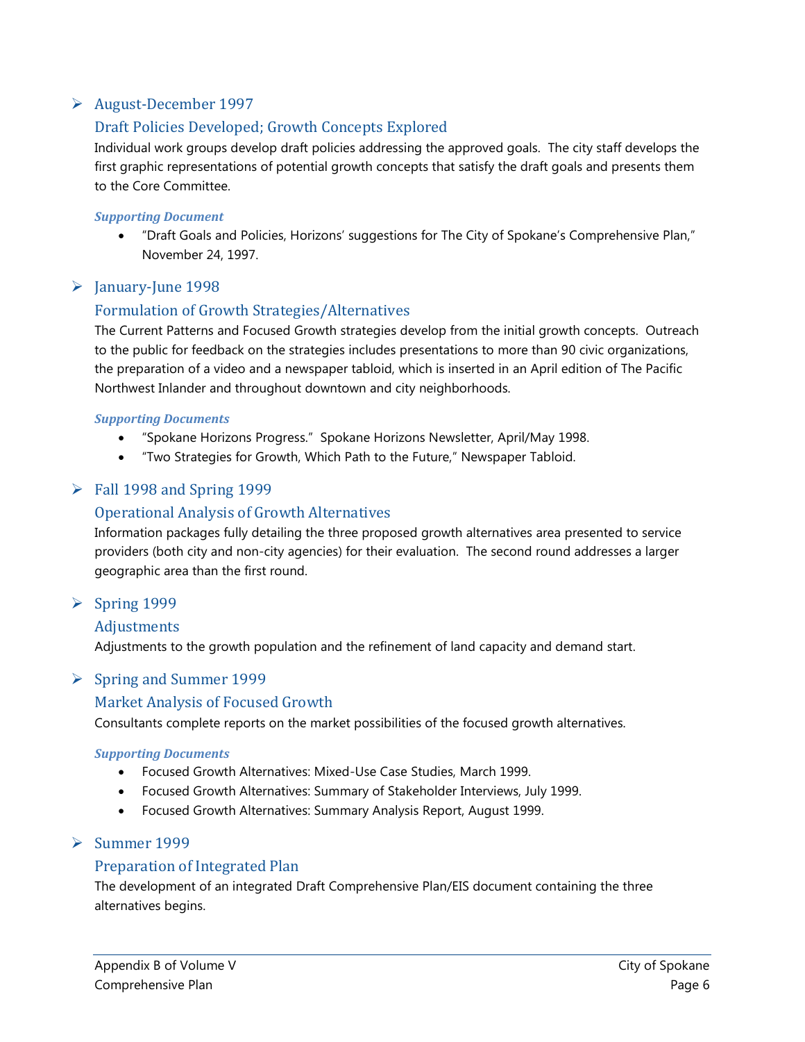- August-December 1997

### Draft Policies Developed; Growth Concepts Explored

Individual work groups develop draft policies addressing the approved goals. The city staff develops the first graphic representations of potential growth concepts that satisfy the draft goals and presents them to the Core Committee.

***Supporting Document***

- "Draft Goals and Policies, Horizons' suggestions for The City of Spokane's Comprehensive Plan," November 24, 1997.

- January-June 1998

### Formulation of Growth Strategies/Alternatives

The Current Patterns and Focused Growth strategies develop from the initial growth concepts. Outreach to the public for feedback on the strategies includes presentations to more than 90 civic organizations, the preparation of a video and a newspaper tabloid, which is inserted in an April edition of The Pacific Northwest Inlander and throughout downtown and city neighborhoods.

***Supporting Documents***

- "Spokane Horizons Progress." Spokane Horizons Newsletter, April/May 1998.
- "Two Strategies for Growth, Which Path to the Future," Newspaper Tabloid.

- Fall 1998 and Spring 1999

### Operational Analysis of Growth Alternatives

Information packages fully detailing the three proposed growth alternatives area presented to service providers (both city and non-city agencies) for their evaluation. The second round addresses a larger geographic area than the first round.

- Spring 1999

### Adjustments

Adjustments to the growth population and the refinement of land capacity and demand start.

- Spring and Summer 1999

### Market Analysis of Focused Growth

Consultants complete reports on the market possibilities of the focused growth alternatives.

***Supporting Documents***

- Focused Growth Alternatives: Mixed-Use Case Studies, March 1999.
- Focused Growth Alternatives: Summary of Stakeholder Interviews, July 1999.
- Focused Growth Alternatives: Summary Analysis Report, August 1999.

- Summer 1999

### Preparation of Integrated Plan

The development of an integrated Draft Comprehensive Plan/EIS document containing the three alternatives begins.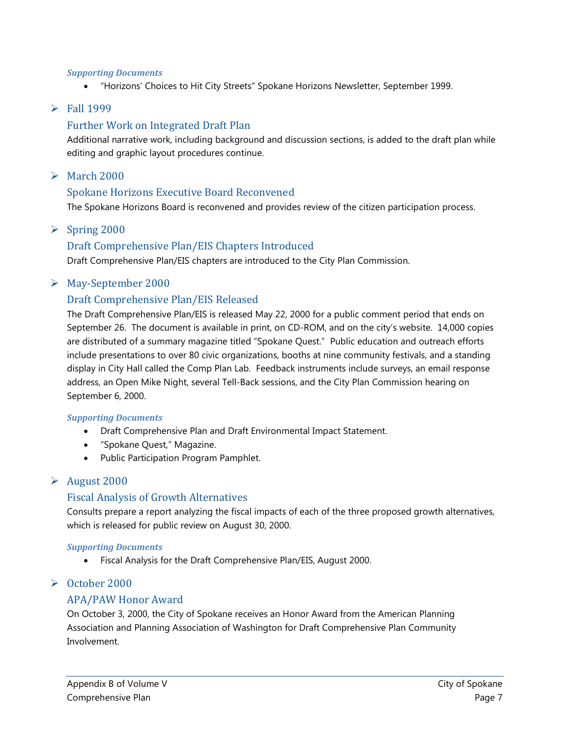***Supporting Documents***

- "Horizons' Choices to Hit City Streets" Spokane Horizons Newsletter, September 1999.

## Fall 1999

### Further Work on Integrated Draft Plan

Additional narrative work, including background and discussion sections, is added to the draft plan while editing and graphic layout procedures continue.

## March 2000

### Spokane Horizons Executive Board Reconvened

The Spokane Horizons Board is reconvened and provides review of the citizen participation process.

## Spring 2000

### Draft Comprehensive Plan/EIS Chapters Introduced

Draft Comprehensive Plan/EIS chapters are introduced to the City Plan Commission.

## May-September 2000

### Draft Comprehensive Plan/EIS Released

The Draft Comprehensive Plan/EIS is released May 22, 2000 for a public comment period that ends on September 26. The document is available in print, on CD-ROM, and on the city's website. 14,000 copies are distributed of a summary magazine titled "Spokane Quest." Public education and outreach efforts include presentations to over 80 civic organizations, booths at nine community festivals, and a standing display in City Hall called the Comp Plan Lab. Feedback instruments include surveys, an email response address, an Open Mike Night, several Tell-Back sessions, and the City Plan Commission hearing on September 6, 2000.

***Supporting Documents***

- Draft Comprehensive Plan and Draft Environmental Impact Statement.
- "Spokane Quest," Magazine.
- Public Participation Program Pamphlet.

## August 2000

### Fiscal Analysis of Growth Alternatives

Consults prepare a report analyzing the fiscal impacts of each of the three proposed growth alternatives, which is released for public review on August 30, 2000.

***Supporting Documents***

- Fiscal Analysis for the Draft Comprehensive Plan/EIS, August 2000.

## October 2000

### APA/PAW Honor Award

On October 3, 2000, the City of Spokane receives an Honor Award from the American Planning Association and Planning Association of Washington for Draft Comprehensive Plan Community Involvement.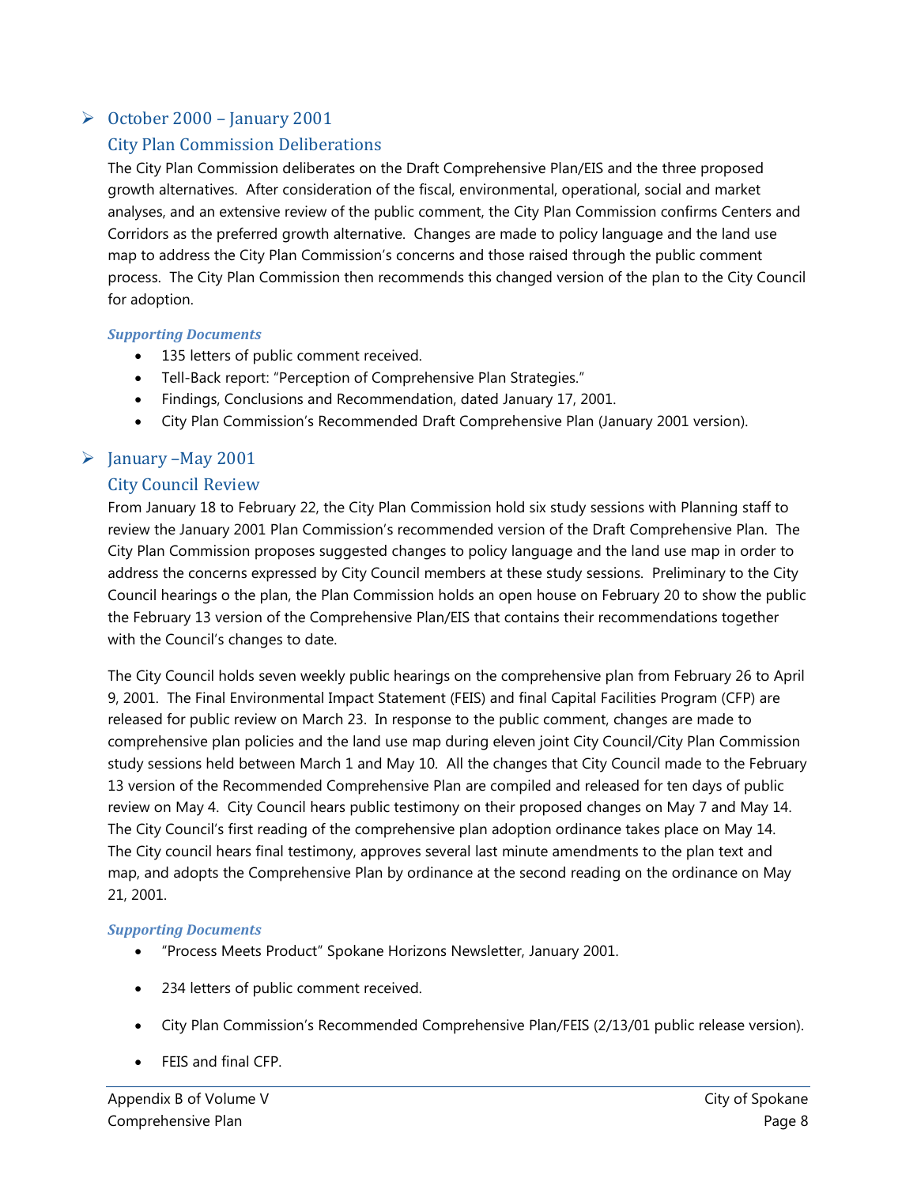## October 2000 – January 2001

### City Plan Commission Deliberations

The City Plan Commission deliberates on the Draft Comprehensive Plan/EIS and the three proposed growth alternatives. After consideration of the fiscal, environmental, operational, social and market analyses, and an extensive review of the public comment, the City Plan Commission confirms Centers and Corridors as the preferred growth alternative. Changes are made to policy language and the land use map to address the City Plan Commission's concerns and those raised through the public comment process. The City Plan Commission then recommends this changed version of the plan to the City Council for adoption.

***Supporting Documents***

- 135 letters of public comment received.
- Tell-Back report: "Perception of Comprehensive Plan Strategies."
- Findings, Conclusions and Recommendation, dated January 17, 2001.
- City Plan Commission's Recommended Draft Comprehensive Plan (January 2001 version).

## January –May 2001

### City Council Review

From January 18 to February 22, the City Plan Commission hold six study sessions with Planning staff to review the January 2001 Plan Commission's recommended version of the Draft Comprehensive Plan. The City Plan Commission proposes suggested changes to policy language and the land use map in order to address the concerns expressed by City Council members at these study sessions. Preliminary to the City Council hearings o the plan, the Plan Commission holds an open house on February 20 to show the public the February 13 version of the Comprehensive Plan/EIS that contains their recommendations together with the Council's changes to date.

The City Council holds seven weekly public hearings on the comprehensive plan from February 26 to April 9, 2001. The Final Environmental Impact Statement (FEIS) and final Capital Facilities Program (CFP) are released for public review on March 23. In response to the public comment, changes are made to comprehensive plan policies and the land use map during eleven joint City Council/City Plan Commission study sessions held between March 1 and May 10. All the changes that City Council made to the February 13 version of the Recommended Comprehensive Plan are compiled and released for ten days of public review on May 4. City Council hears public testimony on their proposed changes on May 7 and May 14. The City Council's first reading of the comprehensive plan adoption ordinance takes place on May 14. The City council hears final testimony, approves several last minute amendments to the plan text and map, and adopts the Comprehensive Plan by ordinance at the second reading on the ordinance on May 21, 2001.

***Supporting Documents***

- "Process Meets Product" Spokane Horizons Newsletter, January 2001.
- 234 letters of public comment received.
- City Plan Commission's Recommended Comprehensive Plan/FEIS (2/13/01 public release version).
- FEIS and final CFP.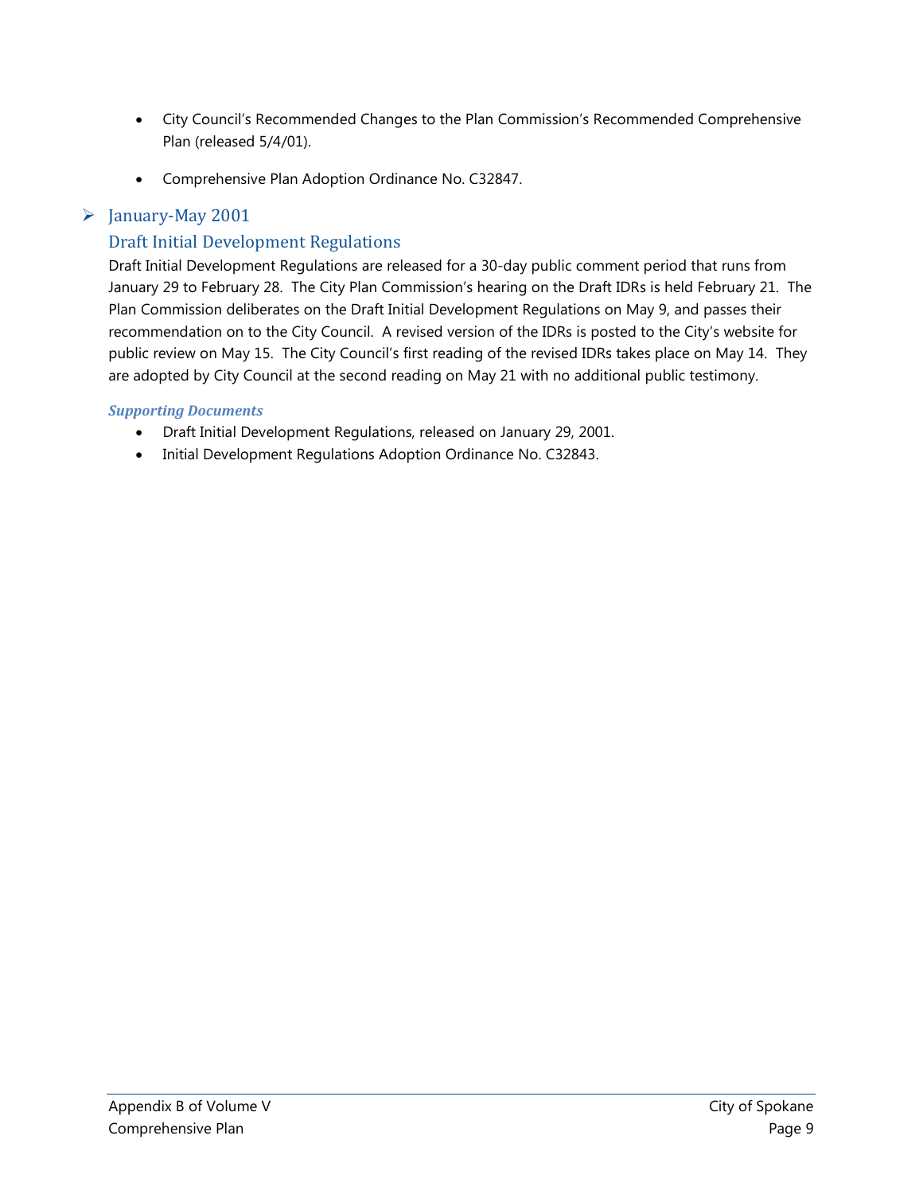- City Council's Recommended Changes to the Plan Commission's Recommended Comprehensive Plan (released 5/4/01).
- Comprehensive Plan Adoption Ordinance No. C32847.

## January-May 2001

### Draft Initial Development Regulations

Draft Initial Development Regulations are released for a 30-day public comment period that runs from January 29 to February 28. The City Plan Commission's hearing on the Draft IDRs is held February 21. The Plan Commission deliberates on the Draft Initial Development Regulations on May 9, and passes their recommendation on to the City Council. A revised version of the IDRs is posted to the City's website for public review on May 15. The City Council's first reading of the revised IDRs takes place on May 14. They are adopted by City Council at the second reading on May 21 with no additional public testimony.

***Supporting Documents***

- Draft Initial Development Regulations, released on January 29, 2001.
- Initial Development Regulations Adoption Ordinance No. C32843.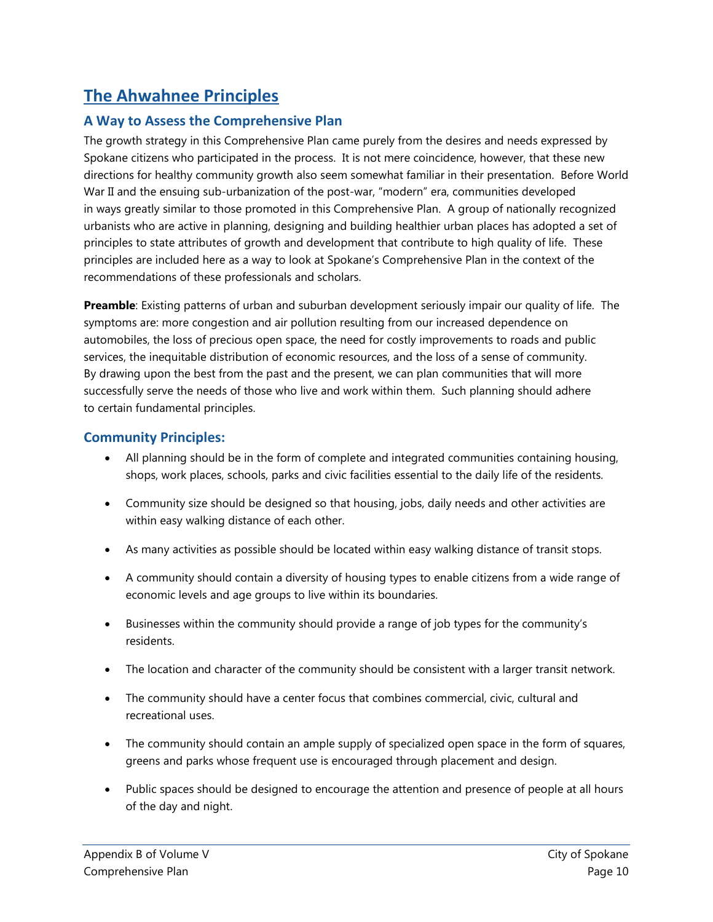# The Ahwahnee Principles

## A Way to Assess the Comprehensive Plan

The growth strategy in this Comprehensive Plan came purely from the desires and needs expressed by Spokane citizens who participated in the process. It is not mere coincidence, however, that these new directions for healthy community growth also seem somewhat familiar in their presentation. Before World War II and the ensuing sub-urbanization of the post-war, "modern" era, communities developed in ways greatly similar to those promoted in this Comprehensive Plan. A group of nationally recognized urbanists who are active in planning, designing and building healthier urban places has adopted a set of principles to state attributes of growth and development that contribute to high quality of life. These principles are included here as a way to look at Spokane's Comprehensive Plan in the context of the recommendations of these professionals and scholars.

**Preamble**: Existing patterns of urban and suburban development seriously impair our quality of life. The symptoms are: more congestion and air pollution resulting from our increased dependence on automobiles, the loss of precious open space, the need for costly improvements to roads and public services, the inequitable distribution of economic resources, and the loss of a sense of community. By drawing upon the best from the past and the present, we can plan communities that will more successfully serve the needs of those who live and work within them. Such planning should adhere to certain fundamental principles.

## Community Principles:

- All planning should be in the form of complete and integrated communities containing housing, shops, work places, schools, parks and civic facilities essential to the daily life of the residents.
- Community size should be designed so that housing, jobs, daily needs and other activities are within easy walking distance of each other.
- As many activities as possible should be located within easy walking distance of transit stops.
- A community should contain a diversity of housing types to enable citizens from a wide range of economic levels and age groups to live within its boundaries.
- Businesses within the community should provide a range of job types for the community's residents.
- The location and character of the community should be consistent with a larger transit network.
- The community should have a center focus that combines commercial, civic, cultural and recreational uses.
- The community should contain an ample supply of specialized open space in the form of squares, greens and parks whose frequent use is encouraged through placement and design.
- Public spaces should be designed to encourage the attention and presence of people at all hours of the day and night.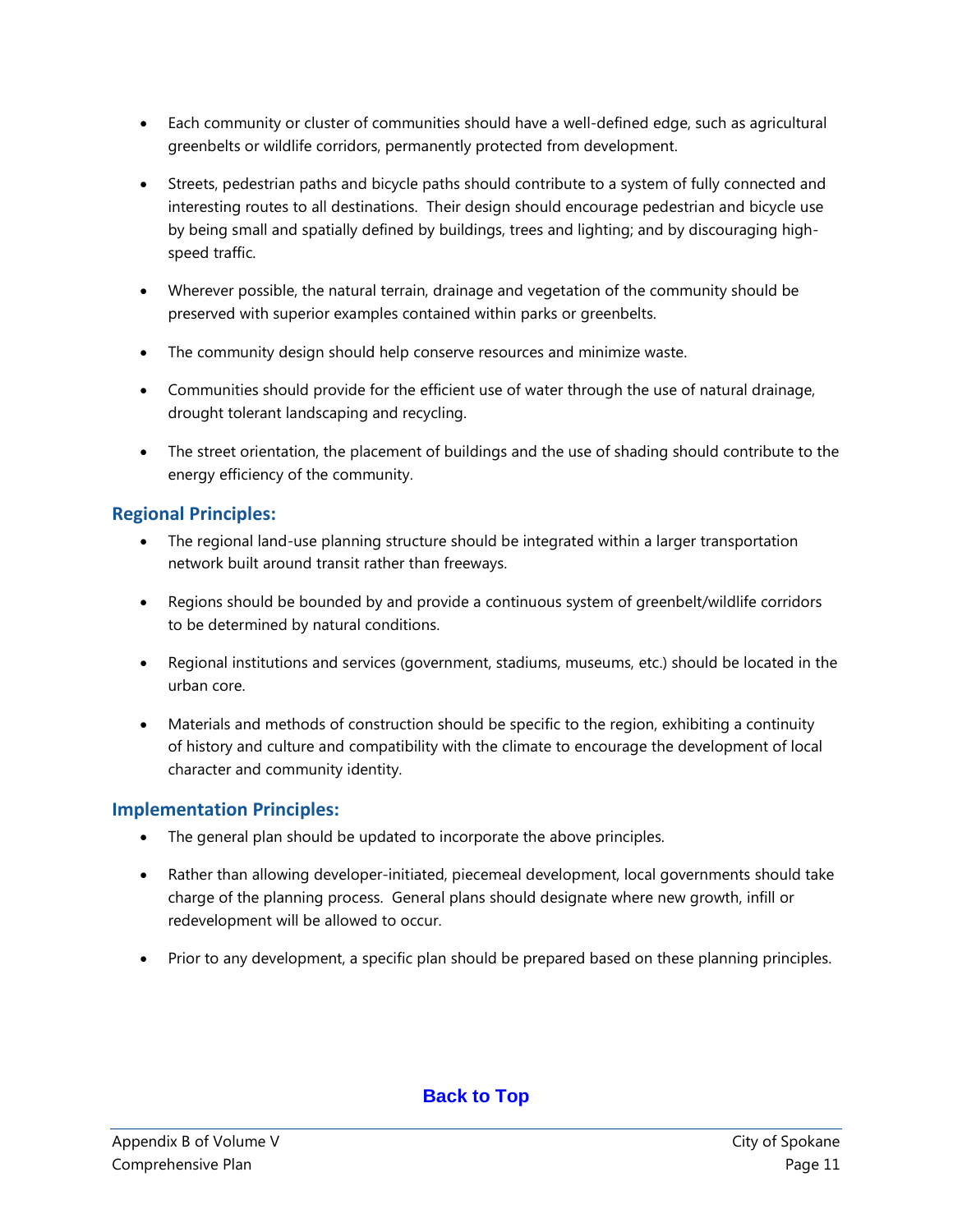- Each community or cluster of communities should have a well-defined edge, such as agricultural greenbelts or wildlife corridors, permanently protected from development.

- Streets, pedestrian paths and bicycle paths should contribute to a system of fully connected and interesting routes to all destinations. Their design should encourage pedestrian and bicycle use by being small and spatially defined by buildings, trees and lighting; and by discouraging high-speed traffic.

- Wherever possible, the natural terrain, drainage and vegetation of the community should be preserved with superior examples contained within parks or greenbelts.

- The community design should help conserve resources and minimize waste.

- Communities should provide for the efficient use of water through the use of natural drainage, drought tolerant landscaping and recycling.

- The street orientation, the placement of buildings and the use of shading should contribute to the energy efficiency of the community.

### Regional Principles:

- The regional land-use planning structure should be integrated within a larger transportation network built around transit rather than freeways.

- Regions should be bounded by and provide a continuous system of greenbelt/wildlife corridors to be determined by natural conditions.

- Regional institutions and services (government, stadiums, museums, etc.) should be located in the urban core.

- Materials and methods of construction should be specific to the region, exhibiting a continuity of history and culture and compatibility with the climate to encourage the development of local character and community identity.

### Implementation Principles:

- The general plan should be updated to incorporate the above principles.

- Rather than allowing developer-initiated, piecemeal development, local governments should take charge of the planning process. General plans should designate where new growth, infill or redevelopment will be allowed to occur.

- Prior to any development, a specific plan should be prepared based on these planning principles.

**Back to Top**